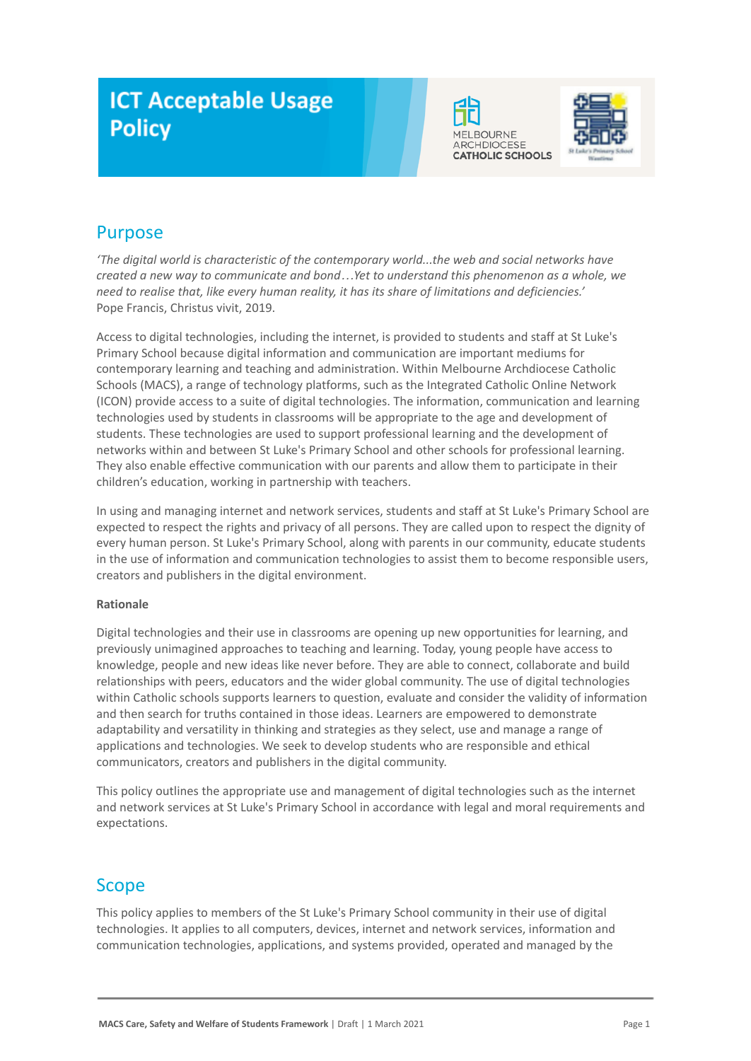# ICT Acceptable Usage Policy

## Purpose

*'The digital world is characteristic of the contemporary world...the web and social networks have created a new way to communicate and bond…Yet to understand this phenomenon as a whole, we need to realise that, like every human reality, it has its share of limitations and deficiencies.'*
Pope Francis, Christus vivit, 2019.

Access to digital technologies, including the internet, is provided to students and staff at St Luke's Primary School because digital information and communication are important mediums for contemporary learning and teaching and administration. Within Melbourne Archdiocese Catholic Schools (MACS), a range of technology platforms, such as the Integrated Catholic Online Network (ICON) provide access to a suite of digital technologies. The information, communication and learning technologies used by students in classrooms will be appropriate to the age and development of students. These technologies are used to support professional learning and the development of networks within and between St Luke's Primary School and other schools for professional learning. They also enable effective communication with our parents and allow them to participate in their children's education, working in partnership with teachers.

In using and managing internet and network services, students and staff at St Luke's Primary School are expected to respect the rights and privacy of all persons. They are called upon to respect the dignity of every human person. St Luke's Primary School, along with parents in our community, educate students in the use of information and communication technologies to assist them to become responsible users, creators and publishers in the digital environment.

**Rationale**

Digital technologies and their use in classrooms are opening up new opportunities for learning, and previously unimagined approaches to teaching and learning. Today, young people have access to knowledge, people and new ideas like never before. They are able to connect, collaborate and build relationships with peers, educators and the wider global community. The use of digital technologies within Catholic schools supports learners to question, evaluate and consider the validity of information and then search for truths contained in those ideas. Learners are empowered to demonstrate adaptability and versatility in thinking and strategies as they select, use and manage a range of applications and technologies. We seek to develop students who are responsible and ethical communicators, creators and publishers in the digital community.

This policy outlines the appropriate use and management of digital technologies such as the internet and network services at St Luke's Primary School in accordance with legal and moral requirements and expectations.

## Scope

This policy applies to members of the St Luke's Primary School community in their use of digital technologies. It applies to all computers, devices, internet and network services, information and communication technologies, applications, and systems provided, operated and managed by the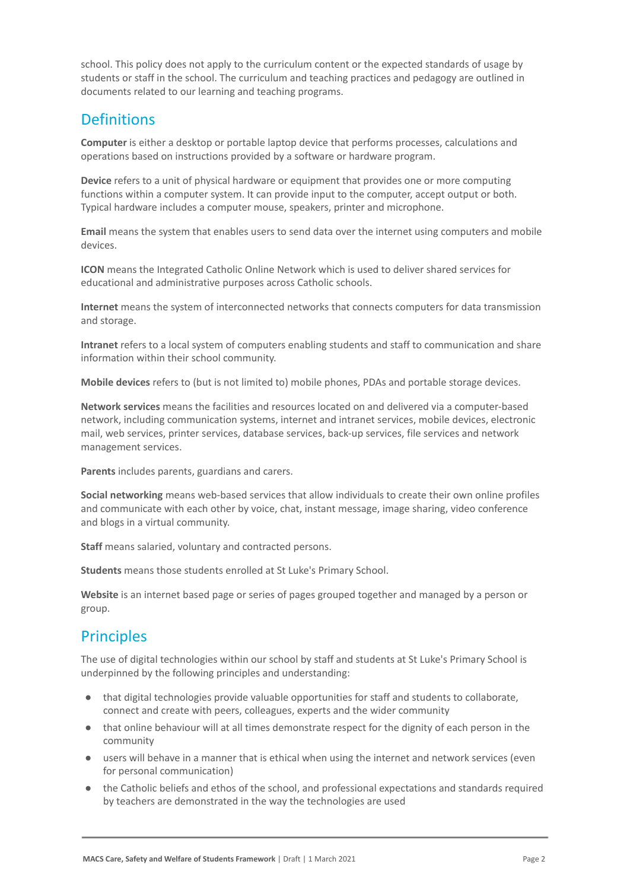school. This policy does not apply to the curriculum content or the expected standards of usage by students or staff in the school. The curriculum and teaching practices and pedagogy are outlined in documents related to our learning and teaching programs.

## Definitions

**Computer** is either a desktop or portable laptop device that performs processes, calculations and operations based on instructions provided by a software or hardware program.

**Device** refers to a unit of physical hardware or equipment that provides one or more computing functions within a computer system. It can provide input to the computer, accept output or both. Typical hardware includes a computer mouse, speakers, printer and microphone.

**Email** means the system that enables users to send data over the internet using computers and mobile devices.

**ICON** means the Integrated Catholic Online Network which is used to deliver shared services for educational and administrative purposes across Catholic schools.

**Internet** means the system of interconnected networks that connects computers for data transmission and storage.

**Intranet** refers to a local system of computers enabling students and staff to communication and share information within their school community.

**Mobile devices** refers to (but is not limited to) mobile phones, PDAs and portable storage devices.

**Network services** means the facilities and resources located on and delivered via a computer-based network, including communication systems, internet and intranet services, mobile devices, electronic mail, web services, printer services, database services, back-up services, file services and network management services.

**Parents** includes parents, guardians and carers.

**Social networking** means web-based services that allow individuals to create their own online profiles and communicate with each other by voice, chat, instant message, image sharing, video conference and blogs in a virtual community.

**Staff** means salaried, voluntary and contracted persons.

**Students** means those students enrolled at St Luke's Primary School.

**Website** is an internet based page or series of pages grouped together and managed by a person or group.

## Principles

The use of digital technologies within our school by staff and students at St Luke's Primary School is underpinned by the following principles and understanding:

- that digital technologies provide valuable opportunities for staff and students to collaborate, connect and create with peers, colleagues, experts and the wider community
- that online behaviour will at all times demonstrate respect for the dignity of each person in the community
- users will behave in a manner that is ethical when using the internet and network services (even for personal communication)
- the Catholic beliefs and ethos of the school, and professional expectations and standards required by teachers are demonstrated in the way the technologies are used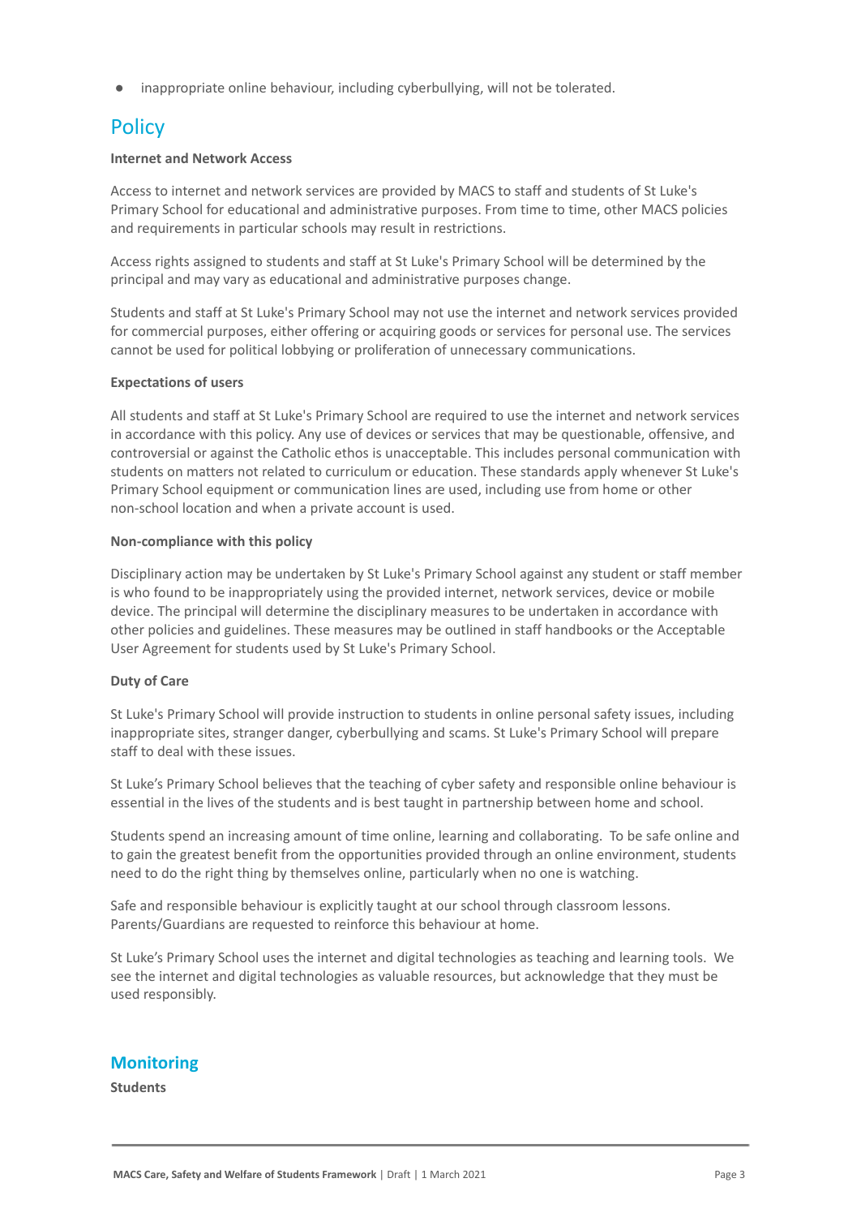- inappropriate online behaviour, including cyberbullying, will not be tolerated.

## Policy

**Internet and Network Access**

Access to internet and network services are provided by MACS to staff and students of St Luke's Primary School for educational and administrative purposes. From time to time, other MACS policies and requirements in particular schools may result in restrictions.

Access rights assigned to students and staff at St Luke's Primary School will be determined by the principal and may vary as educational and administrative purposes change.

Students and staff at St Luke's Primary School may not use the internet and network services provided for commercial purposes, either offering or acquiring goods or services for personal use. The services cannot be used for political lobbying or proliferation of unnecessary communications.

**Expectations of users**

All students and staff at St Luke's Primary School are required to use the internet and network services in accordance with this policy. Any use of devices or services that may be questionable, offensive, and controversial or against the Catholic ethos is unacceptable. This includes personal communication with students on matters not related to curriculum or education. These standards apply whenever St Luke's Primary School equipment or communication lines are used, including use from home or other non-school location and when a private account is used.

**Non-compliance with this policy**

Disciplinary action may be undertaken by St Luke's Primary School against any student or staff member is who found to be inappropriately using the provided internet, network services, device or mobile device. The principal will determine the disciplinary measures to be undertaken in accordance with other policies and guidelines. These measures may be outlined in staff handbooks or the Acceptable User Agreement for students used by St Luke's Primary School.

**Duty of Care**

St Luke's Primary School will provide instruction to students in online personal safety issues, including inappropriate sites, stranger danger, cyberbullying and scams. St Luke's Primary School will prepare staff to deal with these issues.

St Luke's Primary School believes that the teaching of cyber safety and responsible online behaviour is essential in the lives of the students and is best taught in partnership between home and school.

Students spend an increasing amount of time online, learning and collaborating. To be safe online and to gain the greatest benefit from the opportunities provided through an online environment, students need to do the right thing by themselves online, particularly when no one is watching.

Safe and responsible behaviour is explicitly taught at our school through classroom lessons. Parents/Guardians are requested to reinforce this behaviour at home.

St Luke's Primary School uses the internet and digital technologies as teaching and learning tools. We see the internet and digital technologies as valuable resources, but acknowledge that they must be used responsibly.

## Monitoring

**Students**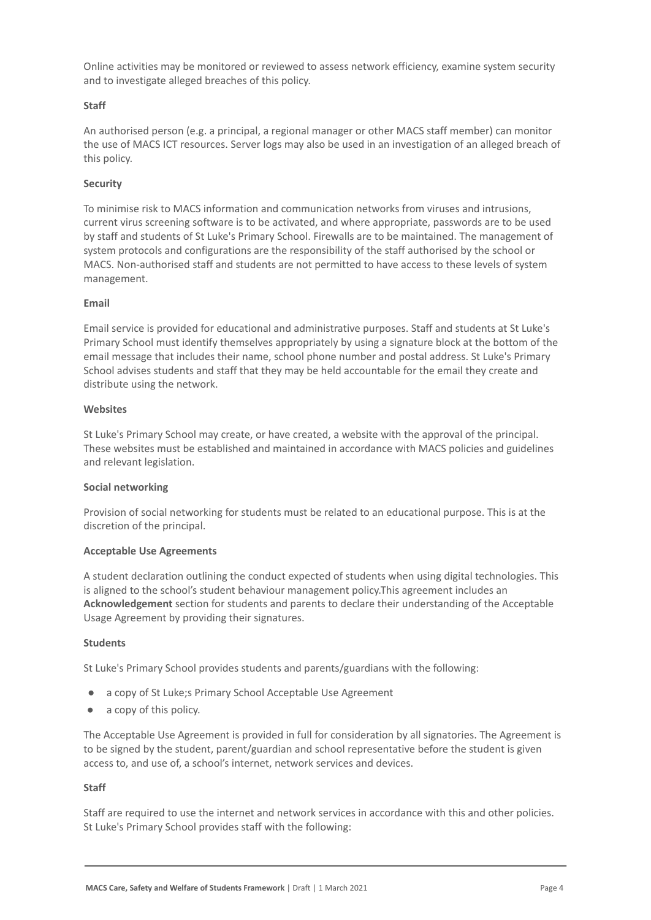Online activities may be monitored or reviewed to assess network efficiency, examine system security and to investigate alleged breaches of this policy.

**Staff**

An authorised person (e.g. a principal, a regional manager or other MACS staff member) can monitor the use of MACS ICT resources. Server logs may also be used in an investigation of an alleged breach of this policy.

**Security**

To minimise risk to MACS information and communication networks from viruses and intrusions, current virus screening software is to be activated, and where appropriate, passwords are to be used by staff and students of St Luke's Primary School. Firewalls are to be maintained. The management of system protocols and configurations are the responsibility of the staff authorised by the school or MACS. Non-authorised staff and students are not permitted to have access to these levels of system management.

**Email**

Email service is provided for educational and administrative purposes. Staff and students at St Luke's Primary School must identify themselves appropriately by using a signature block at the bottom of the email message that includes their name, school phone number and postal address. St Luke's Primary School advises students and staff that they may be held accountable for the email they create and distribute using the network.

**Websites**

St Luke's Primary School may create, or have created, a website with the approval of the principal. These websites must be established and maintained in accordance with MACS policies and guidelines and relevant legislation.

**Social networking**

Provision of social networking for students must be related to an educational purpose. This is at the discretion of the principal.

**Acceptable Use Agreements**

A student declaration outlining the conduct expected of students when using digital technologies. This is aligned to the school's student behaviour management policy.This agreement includes an **Acknowledgement** section for students and parents to declare their understanding of the Acceptable Usage Agreement by providing their signatures.

**Students**

St Luke's Primary School provides students and parents/guardians with the following:

- a copy of St Luke;s Primary School Acceptable Use Agreement
- a copy of this policy.

The Acceptable Use Agreement is provided in full for consideration by all signatories. The Agreement is to be signed by the student, parent/guardian and school representative before the student is given access to, and use of, a school's internet, network services and devices.

**Staff**

Staff are required to use the internet and network services in accordance with this and other policies. St Luke's Primary School provides staff with the following: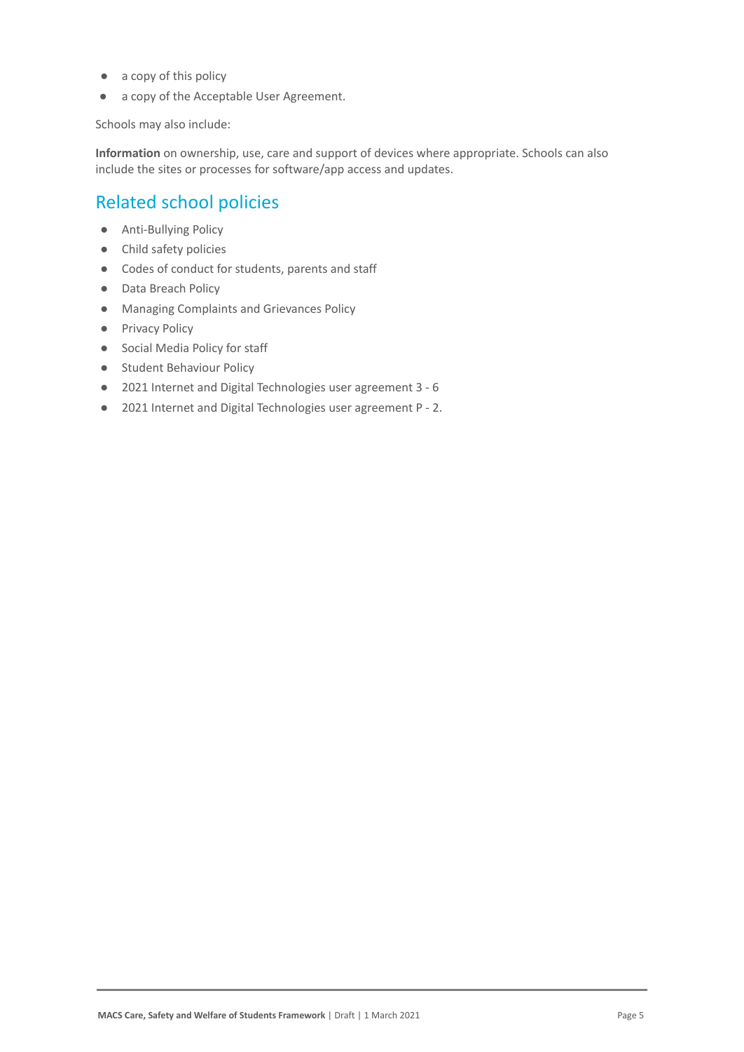- a copy of this policy
- a copy of the Acceptable User Agreement.

Schools may also include:

**Information** on ownership, use, care and support of devices where appropriate. Schools can also include the sites or processes for software/app access and updates.

## Related school policies

- Anti-Bullying Policy
- Child safety policies
- Codes of conduct for students, parents and staff
- Data Breach Policy
- Managing Complaints and Grievances Policy
- Privacy Policy
- Social Media Policy for staff
- Student Behaviour Policy
- 2021 Internet and Digital Technologies user agreement 3 - 6
- 2021 Internet and Digital Technologies user agreement P - 2.